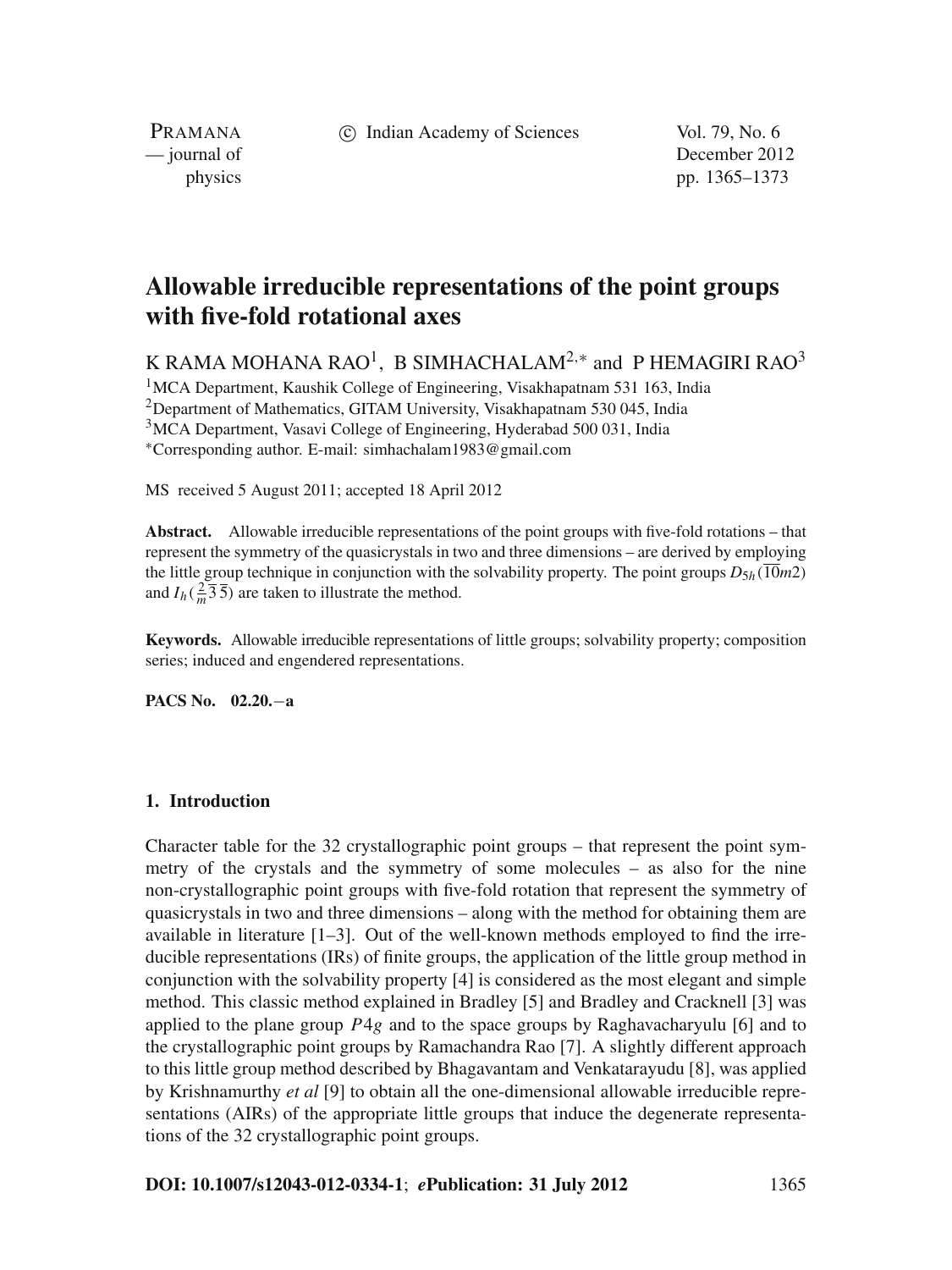# Allowable irreducible representations of the point groups with five-fold rotational axes

K RAMA MOHANA RAO[1], B SIMHACHALAM[2,*] and P HEMAGIRI RAO[3]

[1]MCA Department, Kaushik College of Engineering, Visakhapatnam 531 163, India
[2]Department of Mathematics, GITAM University, Visakhapatnam 530 045, India
[3]MCA Department, Vasavi College of Engineering, Hyderabad 500 031, India
[*]Corresponding author. E-mail: simhachalam1983@gmail.com

MS received 5 August 2011; accepted 18 April 2012

**Abstract.** Allowable irreducible representations of the point groups with five-fold rotations – that represent the symmetry of the quasicrystals in two and three dimensions – are derived by employing the little group technique in conjunction with the solvability property. The point groups $D_{5h}(\overline{10}m2)$ and $I_h(\frac{2}{m}\overline{3}\,\overline{5})$ are taken to illustrate the method.

**Keywords.** Allowable irreducible representations of little groups; solvability property; composition series; induced and engendered representations.

**PACS No.** 02.20.−a

## 1. Introduction

Character table for the 32 crystallographic point groups – that represent the point symmetry of the crystals and the symmetry of some molecules – as also for the nine non-crystallographic point groups with five-fold rotation that represent the symmetry of quasicrystals in two and three dimensions – along with the method for obtaining them are available in literature [1–3]. Out of the well-known methods employed to find the irreducible representations (IRs) of finite groups, the application of the little group method in conjunction with the solvability property [4] is considered as the most elegant and simple method. This classic method explained in Bradley [5] and Bradley and Cracknell [3] was applied to the plane group $P4g$ and to the space groups by Raghavacharyulu [6] and to the crystallographic point groups by Ramachandra Rao [7]. A slightly different approach to this little group method described by Bhagavantam and Venkatarayudu [8], was applied by Krishnamurthy *et al* [9] to obtain all the one-dimensional allowable irreducible representations (AIRs) of the appropriate little groups that induce the degenerate representations of the 32 crystallographic point groups.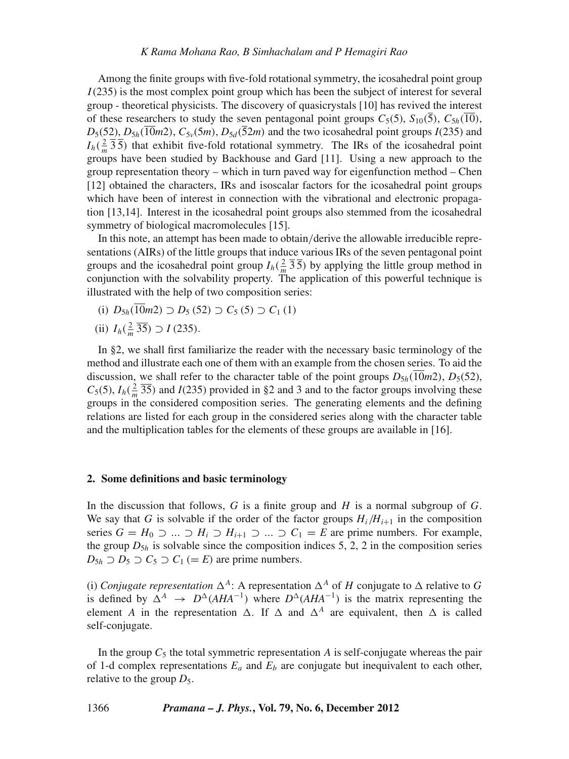Among the finite groups with five-fold rotational symmetry, the icosahedral point group $I(235)$ is the most complex point group which has been the subject of interest for several group - theoretical physicists. The discovery of quasicrystals [10] has revived the interest of these researchers to study the seven pentagonal point groups $C_5(5)$, $S_{10}(\overline{5})$, $C_{5h}(\overline{10})$, $D_5(52)$, $D_{5h}(\overline{10}m2)$, $C_{5v}(5m)$, $D_{5d}(\overline{5}2m)$ and the two icosahedral point groups $I(235)$ and $I_h(\frac{2}{m}\,\overline{3}\,\overline{5})$ that exhibit five-fold rotational symmetry. The IRs of the icosahedral point groups have been studied by Backhouse and Gard [11]. Using a new approach to the group representation theory – which in turn paved way for eigenfunction method – Chen [12] obtained the characters, IRs and isoscalar factors for the icosahedral point groups which have been of interest in connection with the vibrational and electronic propagation [13,14]. Interest in the icosahedral point groups also stemmed from the icosahedral symmetry of biological macromolecules [15].

In this note, an attempt has been made to obtain/derive the allowable irreducible representations (AIRs) of the little groups that induce various IRs of the seven pentagonal point groups and the icosahedral point group $I_h(\frac{2}{m}\,\overline{3}\,\overline{5})$ by applying the little group method in conjunction with the solvability property. The application of this powerful technique is illustrated with the help of two composition series:

(i) $D_{5h}(\overline{10}m2) \supset D_5\,(52) \supset C_5\,(5) \supset C_1\,(1)$

(ii) $I_h(\frac{2}{m}\,\overline{35}) \supset I\,(235)$.

In §2, we shall first familiarize the reader with the necessary basic terminology of the method and illustrate each one of them with an example from the chosen series. To aid the discussion, we shall refer to the character table of the point groups $D_{5h}(\overline{10}m2)$, $D_5(52)$, $C_5(5)$, $I_h(\frac{2}{m}\,\overline{35})$ and $I(235)$ provided in §2 and 3 and to the factor groups involving these groups in the considered composition series. The generating elements and the defining relations are listed for each group in the considered series along with the character table and the multiplication tables for the elements of these groups are available in [16].

## 2. Some definitions and basic terminology

In the discussion that follows, $G$ is a finite group and $H$ is a normal subgroup of $G$. We say that $G$ is solvable if the order of the factor groups $H_i/H_{i+1}$ in the composition series $G = H_0 \supset \ldots \supset H_i \supset H_{i+1} \supset \ldots \supset C_1 = E$ are prime numbers. For example, the group $D_{5h}$ is solvable since the composition indices 5, 2, 2 in the composition series $D_{5h} \supset D_5 \supset C_5 \supset C_1\,(= E)$ are prime numbers.

(i) *Conjugate representation* $\Delta^A$: A representation $\Delta^A$ of $H$ conjugate to $\Delta$ relative to $G$ is defined by $\Delta^A \rightarrow D^{\Delta}(AHA^{-1})$ where $D^{\Delta}(AHA^{-1})$ is the matrix representing the element $A$ in the representation $\Delta$. If $\Delta$ and $\Delta^A$ are equivalent, then $\Delta$ is called self-conjugate.

In the group $C_5$ the total symmetric representation $A$ is self-conjugate whereas the pair of 1-d complex representations $E_a$ and $E_b$ are conjugate but inequivalent to each other, relative to the group $D_5$.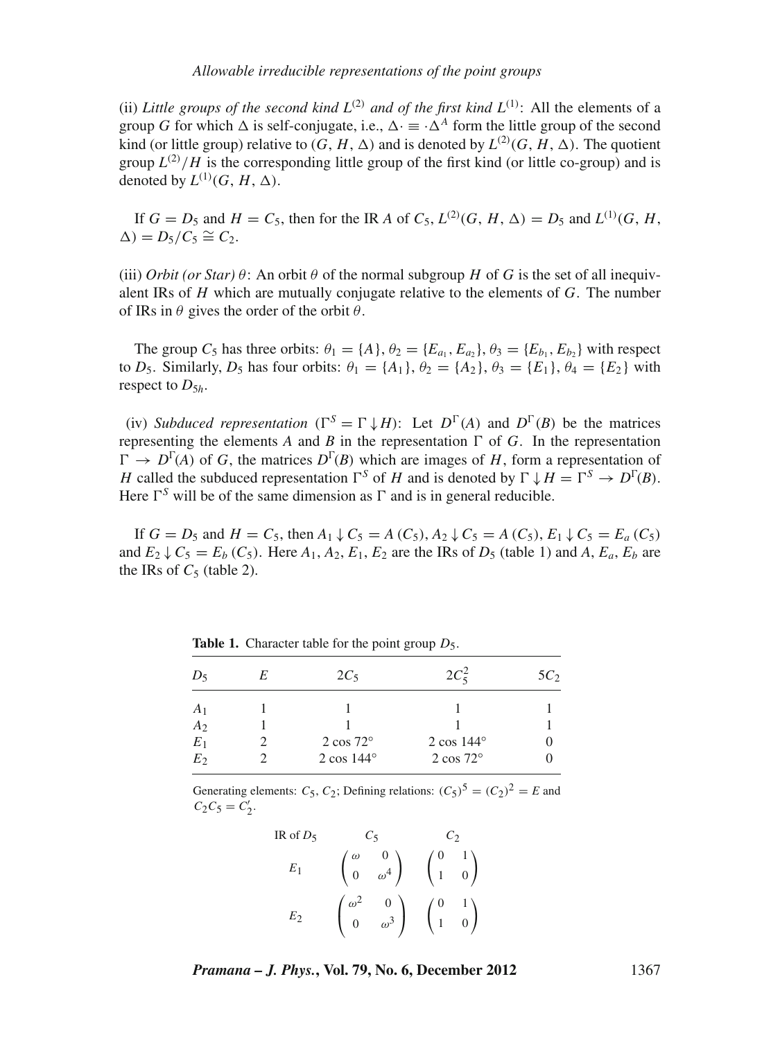(ii) *Little groups of the second kind* $L^{(2)}$ *and of the first kind* $L^{(1)}$: All the elements of a group $G$ for which $\Delta$ is self-conjugate, i.e., $\Delta\cdot \equiv \cdot\Delta^A$ form the little group of the second kind (or little group) relative to $(G, H, \Delta)$ and is denoted by $L^{(2)}(G, H, \Delta)$. The quotient group $L^{(2)}/H$ is the corresponding little group of the first kind (or little co-group) and is denoted by $L^{(1)}(G, H, \Delta)$.

If $G = D_5$ and $H = C_5$, then for the IR $A$ of $C_5$, $L^{(2)}(G, H, \Delta) = D_5$ and $L^{(1)}(G, H, \Delta) = D_5/C_5 \cong C_2$.

(iii) *Orbit (or Star)* $\theta$: An orbit $\theta$ of the normal subgroup $H$ of $G$ is the set of all inequivalent IRs of $H$ which are mutually conjugate relative to the elements of $G$. The number of IRs in $\theta$ gives the order of the orbit $\theta$.

The group $C_5$ has three orbits: $\theta_1 = \{A\}$, $\theta_2 = \{E_{a_1}, E_{a_2}\}$, $\theta_3 = \{E_{b_1}, E_{b_2}\}$ with respect to $D_5$. Similarly, $D_5$ has four orbits: $\theta_1 = \{A_1\}$, $\theta_2 = \{A_2\}$, $\theta_3 = \{E_1\}$, $\theta_4 = \{E_2\}$ with respect to $D_{5h}$.

(iv) *Subduced representation* ($\Gamma^S = \Gamma \downarrow H$): Let $D^{\Gamma}(A)$ and $D^{\Gamma}(B)$ be the matrices representing the elements $A$ and $B$ in the representation $\Gamma$ of $G$. In the representation $\Gamma \rightarrow D^{\Gamma}(A)$ of $G$, the matrices $D^{\Gamma}(B)$ which are images of $H$, form a representation of $H$ called the subduced representation $\Gamma^S$ of $H$ and is denoted by $\Gamma \downarrow H = \Gamma^S \rightarrow D^{\Gamma}(B)$. Here $\Gamma^S$ will be of the same dimension as $\Gamma$ and is in general reducible.

If $G = D_5$ and $H = C_5$, then $A_1 \downarrow C_5 = A\,(C_5)$, $A_2 \downarrow C_5 = A\,(C_5)$, $E_1 \downarrow C_5 = E_a\,(C_5)$ and $E_2 \downarrow C_5 = E_b\,(C_5)$. Here $A_1, A_2, E_1, E_2$ are the IRs of $D_5$ (table 1) and $A, E_a, E_b$ are the IRs of $C_5$ (table 2).

**Table 1.** Character table for the point group $D_5$.

| $D_5$ | $E$ | $2C_5$ | $2C_5^2$ | $5C_2$ |
|---|---|---|---|---|
| $A_1$ | 1 | 1 | 1 | 1 |
| $A_2$ | 1 | 1 | 1 | 1 |
| $E_1$ | 2 | $2\cos 72°$ | $2\cos 144°$ | 0 |
| $E_2$ | 2 | $2\cos 144°$ | $2\cos 72°$ | 0 |

Generating elements: $C_5$, $C_2$; Defining relations: $(C_5)^5 = (C_2)^2 = E$ and $C_2C_5 = C_2'$.

| IR of $D_5$ | $C_5$ | $C_2$ |
|---|---|---|
| $E_1$ | $\begin{pmatrix} \omega & 0 \\ 0 & \omega^4 \end{pmatrix}$ | $\begin{pmatrix} 0 & 1 \\ 1 & 0 \end{pmatrix}$ |
| $E_2$ | $\begin{pmatrix} \omega^2 & 0 \\ 0 & \omega^3 \end{pmatrix}$ | $\begin{pmatrix} 0 & 1 \\ 1 & 0 \end{pmatrix}$ |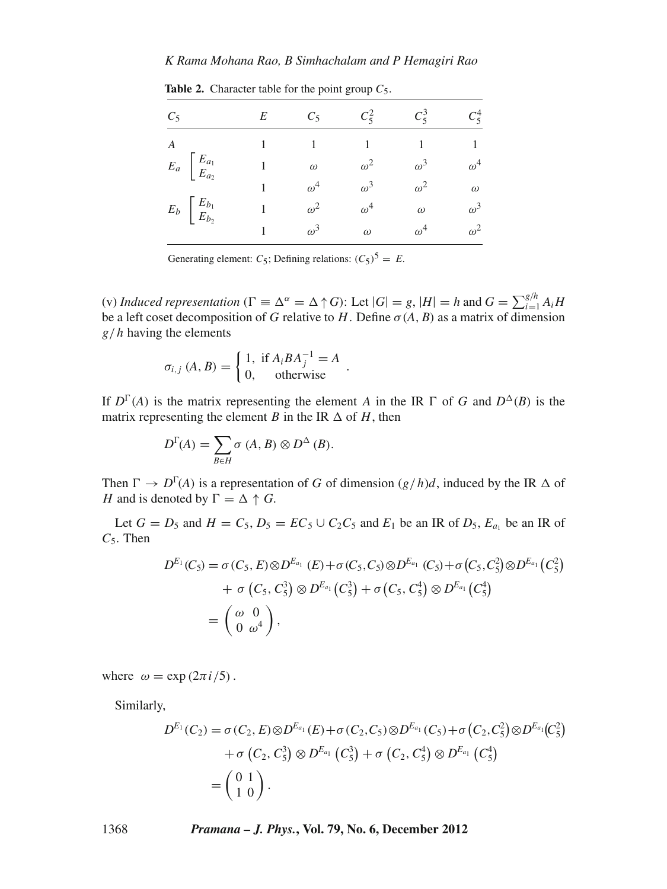**Table 2.** Character table for the point group $C_5$.

| $C_5$ | | $E$ | $C_5$ | $C_5^2$ | $C_5^3$ | $C_5^4$ |
|---|---|---|---|---|---|---|
| $A$ | | 1 | 1 | 1 | 1 | 1 |
| $E_a$ | $E_{a_1}$ | 1 | $\omega$ | $\omega^2$ | $\omega^3$ | $\omega^4$ |
| | $E_{a_2}$ | 1 | $\omega^4$ | $\omega^3$ | $\omega^2$ | $\omega$ |
| $E_b$ | $E_{b_1}$ | 1 | $\omega^2$ | $\omega^4$ | $\omega$ | $\omega^3$ |
| | $E_{b_2}$ | 1 | $\omega^3$ | $\omega$ | $\omega^4$ | $\omega^2$ |

Generating element: $C_5$; Defining relations: $(C_5)^5 = E$.

(v) *Induced representation* ($\Gamma \equiv \Delta^\alpha = \Delta \uparrow G$): Let $|G| = g$, $|H| = h$ and $G = \sum_{i=1}^{g/h} A_i H$ be a left coset decomposition of $G$ relative to $H$. Define $\sigma(A, B)$ as a matrix of dimension $g/h$ having the elements

$$\sigma_{i,j}(A, B) = \begin{cases} 1, & \text{if } A_i B A_j^{-1} = A \\ 0, & \text{otherwise} \end{cases}.$$

If $D^\Gamma(A)$ is the matrix representing the element $A$ in the IR $\Gamma$ of $G$ and $D^\Delta(B)$ is the matrix representing the element $B$ in the IR $\Delta$ of $H$, then

$$D^\Gamma(A) = \sum_{B \in H} \sigma(A, B) \otimes D^\Delta(B).$$

Then $\Gamma \to D^\Gamma(A)$ is a representation of $G$ of dimension $(g/h)d$, induced by the IR $\Delta$ of $H$ and is denoted by $\Gamma = \Delta \uparrow G$.

Let $G = D_5$ and $H = C_5$, $D_5 = EC_5 \cup C_2C_5$ and $E_1$ be an IR of $D_5$, $E_{a_1}$ be an IR of $C_5$. Then

$$\begin{aligned} D^{E_1}(C_5) &= \sigma(C_5, E) \otimes D^{E_{a_1}}(E) + \sigma(C_5, C_5) \otimes D^{E_{a_1}}(C_5) + \sigma\left(C_5, C_5^2\right) \otimes D^{E_{a_1}}\left(C_5^2\right) \\ &\quad + \sigma\left(C_5, C_5^3\right) \otimes D^{E_{a_1}}\left(C_5^3\right) + \sigma\left(C_5, C_5^4\right) \otimes D^{E_{a_1}}\left(C_5^4\right) \\ &= \begin{pmatrix} \omega & 0 \\ 0 & \omega^4 \end{pmatrix}, \end{aligned}$$

where $\omega = \exp(2\pi i/5)$.

Similarly,

$$\begin{aligned} D^{E_1}(C_2) &= \sigma(C_2, E) \otimes D^{E_{a_1}}(E) + \sigma(C_2, C_5) \otimes D^{E_{a_1}}(C_5) + \sigma\left(C_2, C_5^2\right) \otimes D^{E_{a_1}}\left(C_5^2\right) \\ &\quad + \sigma\left(C_2, C_5^3\right) \otimes D^{E_{a_1}}\left(C_5^3\right) + \sigma\left(C_2, C_5^4\right) \otimes D^{E_{a_1}}\left(C_5^4\right) \\ &= \begin{pmatrix} 0 & 1 \\ 1 & 0 \end{pmatrix}. \end{aligned}$$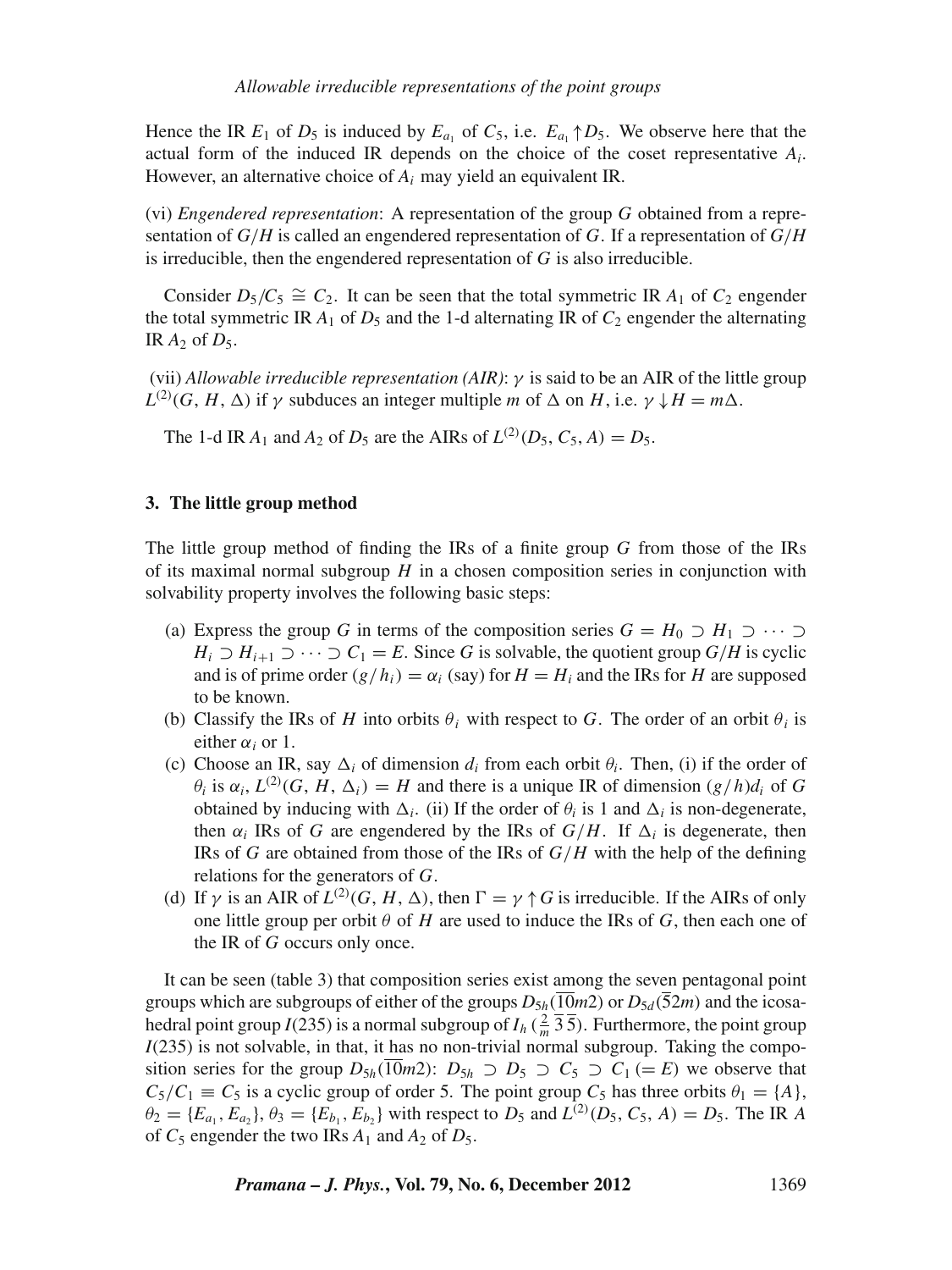Hence the IR $E_1$ of $D_5$ is induced by $E_{a_1}$ of $C_5$, i.e. $E_{a_1} \uparrow D_5$. We observe here that the actual form of the induced IR depends on the choice of the coset representative $A_i$. However, an alternative choice of $A_i$ may yield an equivalent IR.

(vi) *Engendered representation*: A representation of the group $G$ obtained from a representation of $G/H$ is called an engendered representation of $G$. If a representation of $G/H$ is irreducible, then the engendered representation of $G$ is also irreducible.

Consider $D_5/C_5 \cong C_2$. It can be seen that the total symmetric IR $A_1$ of $C_2$ engender the total symmetric IR $A_1$ of $D_5$ and the 1-d alternating IR of $C_2$ engender the alternating IR $A_2$ of $D_5$.

(vii) *Allowable irreducible representation (AIR)*: $\gamma$ is said to be an AIR of the little group $L^{(2)}(G, H, \Delta)$ if $\gamma$ subduces an integer multiple $m$ of $\Delta$ on $H$, i.e. $\gamma \downarrow H = m\Delta$.

The 1-d IR $A_1$ and $A_2$ of $D_5$ are the AIRs of $L^{(2)}(D_5, C_5, A) = D_5$.

## 3. The little group method

The little group method of finding the IRs of a finite group $G$ from those of the IRs of its maximal normal subgroup $H$ in a chosen composition series in conjunction with solvability property involves the following basic steps:

(a) Express the group $G$ in terms of the composition series $G = H_0 \supset H_1 \supset \cdots \supset H_i \supset H_{i+1} \supset \cdots \supset C_1 = E$. Since $G$ is solvable, the quotient group $G/H$ is cyclic and is of prime order $(g/h_i) = \alpha_i$ (say) for $H = H_i$ and the IRs for $H$ are supposed to be known.

(b) Classify the IRs of $H$ into orbits $\theta_i$ with respect to $G$. The order of an orbit $\theta_i$ is either $\alpha_i$ or 1.

(c) Choose an IR, say $\Delta_i$ of dimension $d_i$ from each orbit $\theta_i$. Then, (i) if the order of $\theta_i$ is $\alpha_i$, $L^{(2)}(G, H, \Delta_i) = H$ and there is a unique IR of dimension $(g/h)d_i$ of $G$ obtained by inducing with $\Delta_i$. (ii) If the order of $\theta_i$ is 1 and $\Delta_i$ is non-degenerate, then $\alpha_i$ IRs of $G$ are engendered by the IRs of $G/H$. If $\Delta_i$ is degenerate, then IRs of $G$ are obtained from those of the IRs of $G/H$ with the help of the defining relations for the generators of $G$.

(d) If $\gamma$ is an AIR of $L^{(2)}(G, H, \Delta)$, then $\Gamma = \gamma \uparrow G$ is irreducible. If the AIRs of only one little group per orbit $\theta$ of $H$ are used to induce the IRs of $G$, then each one of the IR of $G$ occurs only once.

It can be seen (table 3) that composition series exist among the seven pentagonal point groups which are subgroups of either of the groups $D_{5h}(\overline{10}m2)$ or $D_{5d}(\overline{5}2m)$ and the icosahedral point group $I(235)$ is a normal subgroup of $I_h$ $(\frac{2}{m}\,\overline{3}\,\overline{5})$. Furthermore, the point group $I(235)$ is not solvable, in that, it has no non-trivial normal subgroup. Taking the composition series for the group $D_{5h}(\overline{10}m2)$: $D_{5h} \supset D_5 \supset C_5 \supset C_1\,(= E)$ we observe that $C_5/C_1 \equiv C_5$ is a cyclic group of order 5. The point group $C_5$ has three orbits $\theta_1 = \{A\}$, $\theta_2 = \{E_{a_1}, E_{a_2}\}$, $\theta_3 = \{E_{b_1}, E_{b_2}\}$ with respect to $D_5$ and $L^{(2)}(D_5, C_5, A) = D_5$. The IR $A$ of $C_5$ engender the two IRs $A_1$ and $A_2$ of $D_5$.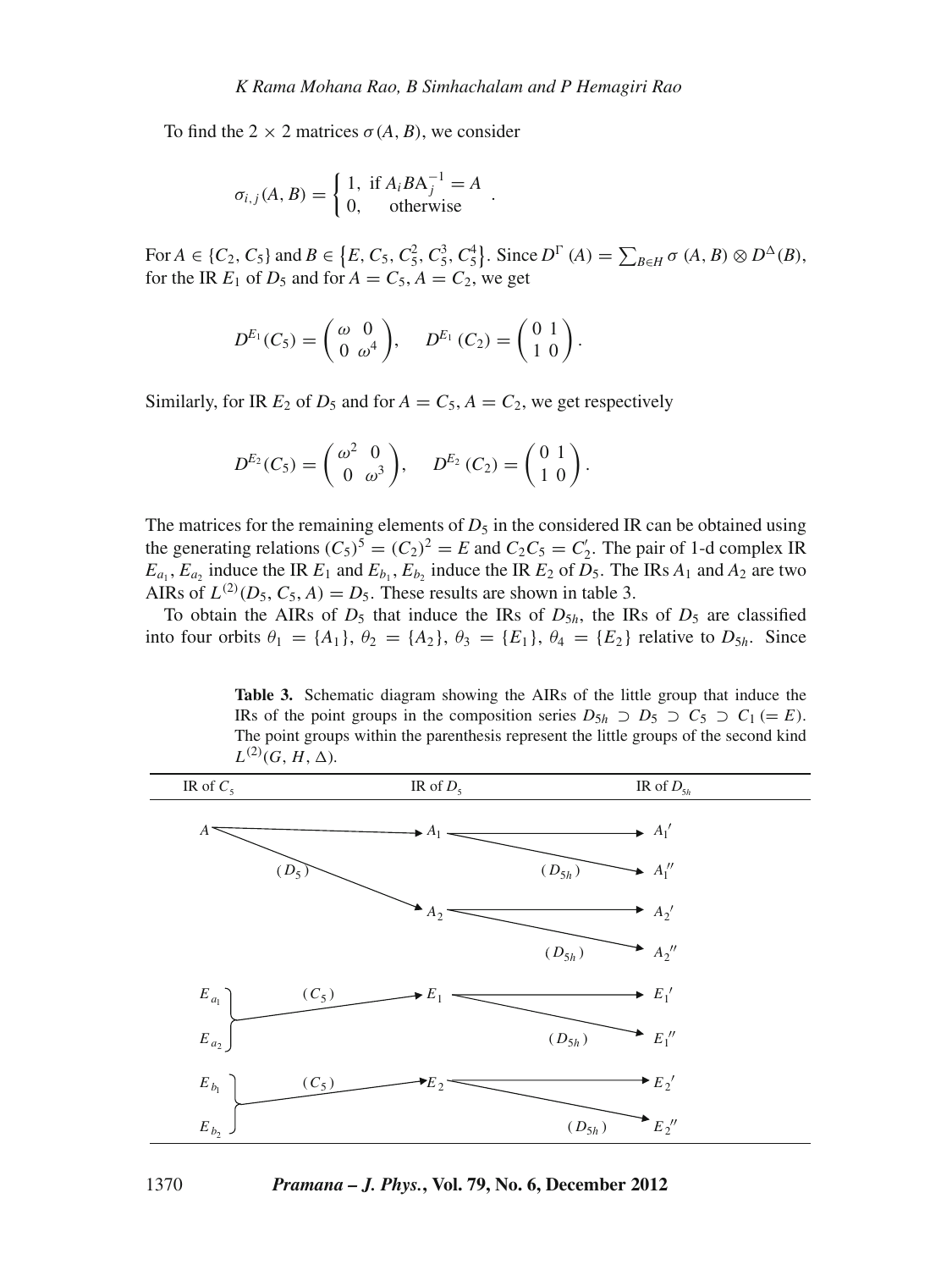To find the $2 \times 2$ matrices $\sigma(A, B)$, we consider

$$\sigma_{i,j}(A, B) = \begin{cases} 1, & \text{if } A_i B A_j^{-1} = A \\ 0, & \text{otherwise} \end{cases}.$$

For $A \in \{C_2, C_5\}$ and $B \in \{E, C_5, C_5^2, C_5^3, C_5^4\}$. Since $D^{\Gamma}(A) = \sum_{B \in H} \sigma(A, B) \otimes D^{\Delta}(B)$, for the IR $E_1$ of $D_5$ and for $A = C_5, A = C_2$, we get

$$D^{E_1}(C_5) = \begin{pmatrix} \omega & 0 \\ 0 & \omega^4 \end{pmatrix}, \quad D^{E_1}(C_2) = \begin{pmatrix} 0 & 1 \\ 1 & 0 \end{pmatrix}.$$

Similarly, for IR $E_2$ of $D_5$ and for $A = C_5, A = C_2$, we get respectively

$$D^{E_2}(C_5) = \begin{pmatrix} \omega^2 & 0 \\ 0 & \omega^3 \end{pmatrix}, \quad D^{E_2}(C_2) = \begin{pmatrix} 0 & 1 \\ 1 & 0 \end{pmatrix}.$$

The matrices for the remaining elements of $D_5$ in the considered IR can be obtained using the generating relations $(C_5)^5 = (C_2)^2 = E$ and $C_2 C_5 = C_2'$. The pair of 1-d complex IR $E_{a_1}, E_{a_2}$ induce the IR $E_1$ and $E_{b_1}, E_{b_2}$ induce the IR $E_2$ of $D_5$. The IRs $A_1$ and $A_2$ are two AIRs of $L^{(2)}(D_5, C_5, A) = D_5$. These results are shown in table 3.

To obtain the AIRs of $D_5$ that induce the IRs of $D_{5h}$, the IRs of $D_5$ are classified into four orbits $\theta_1 = \{A_1\}$, $\theta_2 = \{A_2\}$, $\theta_3 = \{E_1\}$, $\theta_4 = \{E_2\}$ relative to $D_{5h}$. Since

**Table 3.** Schematic diagram showing the AIRs of the little group that induce the IRs of the point groups in the composition series $D_{5h} \supset D_5 \supset C_5 \supset C_1 (= E)$. The point groups within the parenthesis represent the little groups of the second kind $L^{(2)}(G, H, \Delta)$.

| IR of $C_5$ | | IR of $D_5$ | | IR of $D_{5h}$ |
|---|---|---|---|---|
| $A$ | $\rightarrow$ | $A_1$ | $\rightarrow$ | $A_1'$ |
| | | | $(D_{5h})$ $\rightarrow$ | $A_1''$ |
| | $(D_5)$ $\rightarrow$ | $A_2$ | $\rightarrow$ | $A_2'$ |
| | | | $(D_{5h})$ $\rightarrow$ | $A_2''$ |
| $E_{a_1}$, $E_{a_2}$ | $(C_5)$ $\rightarrow$ | $E_1$ | $\rightarrow$ | $E_1'$ |
| | | | $(D_{5h})$ $\rightarrow$ | $E_1''$ |
| $E_{b_1}$, $E_{b_2}$ | $(C_5)$ $\rightarrow$ | $E_2$ | $\rightarrow$ | $E_2'$ |
| | | | $(D_{5h})$ $\rightarrow$ | $E_2''$ |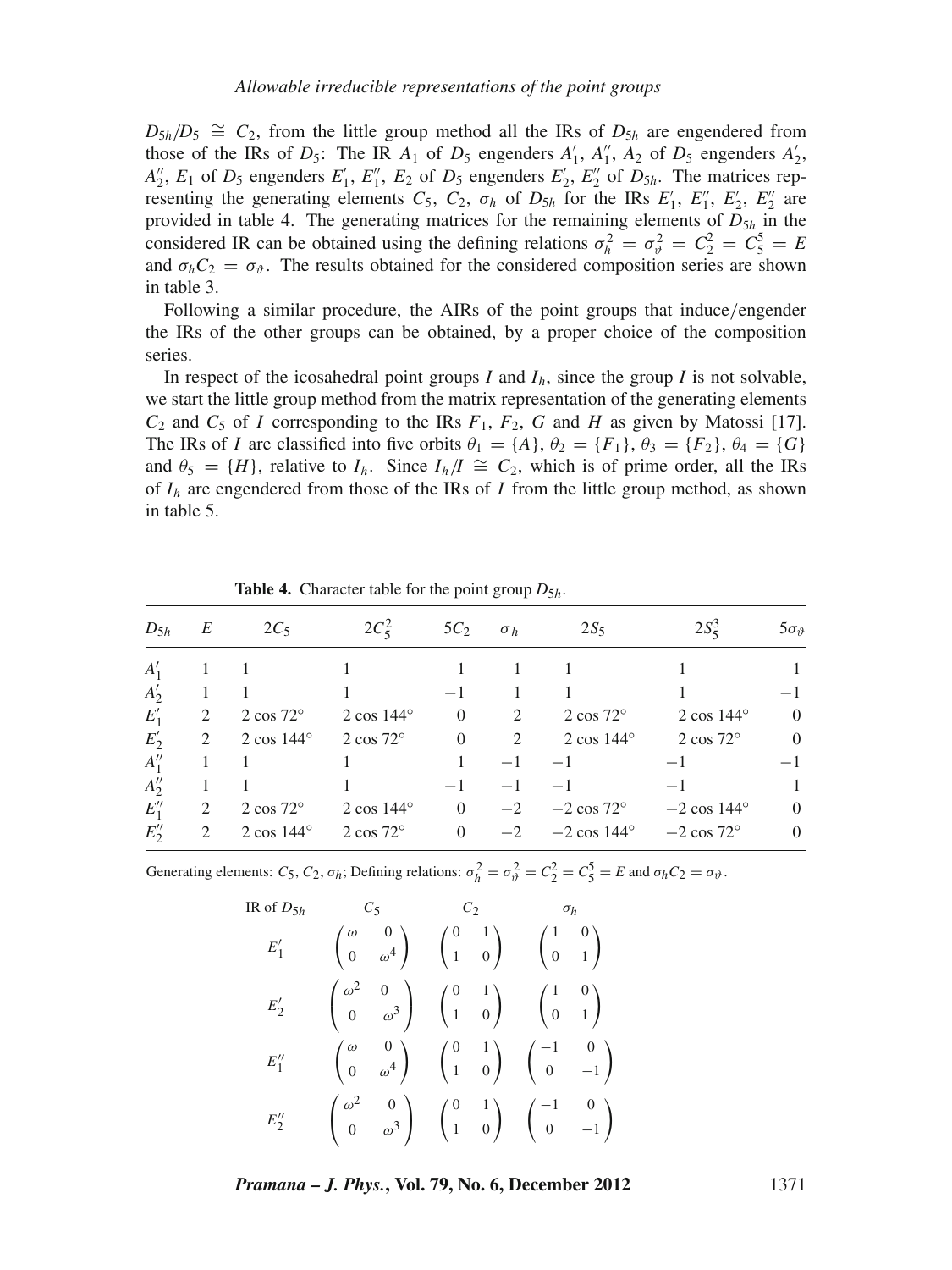$D_{5h}/D_5 \cong C_2$, from the little group method all the IRs of $D_{5h}$ are engendered from those of the IRs of $D_5$: The IR $A_1$ of $D_5$ engenders $A_1'$, $A_1''$, $A_2$ of $D_5$ engenders $A_2'$, $A_2''$, $E_1$ of $D_5$ engenders $E_1'$, $E_1''$, $E_2$ of $D_5$ engenders $E_2'$, $E_2''$ of $D_{5h}$. The matrices representing the generating elements $C_5$, $C_2$, $\sigma_h$ of $D_{5h}$ for the IRs $E_1'$, $E_1''$, $E_2'$, $E_2''$ are provided in table 4. The generating matrices for the remaining elements of $D_{5h}$ in the considered IR can be obtained using the defining relations $\sigma_h^2 = \sigma_\vartheta^2 = C_2^2 = C_5^5 = E$ and $\sigma_h C_2 = \sigma_\vartheta$. The results obtained for the considered composition series are shown in table 3.

Following a similar procedure, the AIRs of the point groups that induce/engender the IRs of the other groups can be obtained, by a proper choice of the composition series.

In respect of the icosahedral point groups $I$ and $I_h$, since the group $I$ is not solvable, we start the little group method from the matrix representation of the generating elements $C_2$ and $C_5$ of $I$ corresponding to the IRs $F_1$, $F_2$, $G$ and $H$ as given by Matossi [17]. The IRs of $I$ are classified into five orbits $\theta_1 = \{A\}$, $\theta_2 = \{F_1\}$, $\theta_3 = \{F_2\}$, $\theta_4 = \{G\}$ and $\theta_5 = \{H\}$, relative to $I_h$. Since $I_h/I \cong C_2$, which is of prime order, all the IRs of $I_h$ are engendered from those of the IRs of $I$ from the little group method, as shown in table 5.

**Table 4.** Character table for the point group $D_{5h}$.

| $D_{5h}$ | $E$ | $2C_5$ | $2C_5^2$ | $5C_2$ | $\sigma_h$ | $2S_5$ | $2S_5^3$ | $5\sigma_\vartheta$ |
|---|---|---|---|---|---|---|---|---|
| $A_1'$ | 1 | 1 | 1 | 1 | 1 | 1 | 1 | 1 |
| $A_2'$ | 1 | 1 | 1 | $-1$ | 1 | 1 | 1 | $-1$ |
| $E_1'$ | 2 | $2\cos 72°$ | $2\cos 144°$ | 0 | 2 | $2\cos 72°$ | $2\cos 144°$ | 0 |
| $E_2'$ | 2 | $2\cos 144°$ | $2\cos 72°$ | 0 | 2 | $2\cos 144°$ | $2\cos 72°$ | 0 |
| $A_1''$ | 1 | 1 | 1 | 1 | $-1$ | $-1$ | $-1$ | $-1$ |
| $A_2''$ | 1 | 1 | 1 | $-1$ | $-1$ | $-1$ | $-1$ | 1 |
| $E_1''$ | 2 | $2\cos 72°$ | $2\cos 144°$ | 0 | $-2$ | $-2\cos 72°$ | $-2\cos 144°$ | 0 |
| $E_2''$ | 2 | $2\cos 144°$ | $2\cos 72°$ | 0 | $-2$ | $-2\cos 144°$ | $-2\cos 72°$ | 0 |

Generating elements: $C_5$, $C_2$, $\sigma_h$; Defining relations: $\sigma_h^2 = \sigma_\vartheta^2 = C_2^2 = C_5^5 = E$ and $\sigma_h C_2 = \sigma_\vartheta$.

| IR of $D_{5h}$ | $C_5$ | $C_2$ | $\sigma_h$ |
|---|---|---|---|
| $E_1'$ | $\begin{pmatrix} \omega & 0 \\ 0 & \omega^4 \end{pmatrix}$ | $\begin{pmatrix} 0 & 1 \\ 1 & 0 \end{pmatrix}$ | $\begin{pmatrix} 1 & 0 \\ 0 & 1 \end{pmatrix}$ |
| $E_2'$ | $\begin{pmatrix} \omega^2 & 0 \\ 0 & \omega^3 \end{pmatrix}$ | $\begin{pmatrix} 0 & 1 \\ 1 & 0 \end{pmatrix}$ | $\begin{pmatrix} 1 & 0 \\ 0 & 1 \end{pmatrix}$ |
| $E_1''$ | $\begin{pmatrix} \omega & 0 \\ 0 & \omega^4 \end{pmatrix}$ | $\begin{pmatrix} 0 & 1 \\ 1 & 0 \end{pmatrix}$ | $\begin{pmatrix} -1 & 0 \\ 0 & -1 \end{pmatrix}$ |
| $E_2''$ | $\begin{pmatrix} \omega^2 & 0 \\ 0 & \omega^3 \end{pmatrix}$ | $\begin{pmatrix} 0 & 1 \\ 1 & 0 \end{pmatrix}$ | $\begin{pmatrix} -1 & 0 \\ 0 & -1 \end{pmatrix}$ |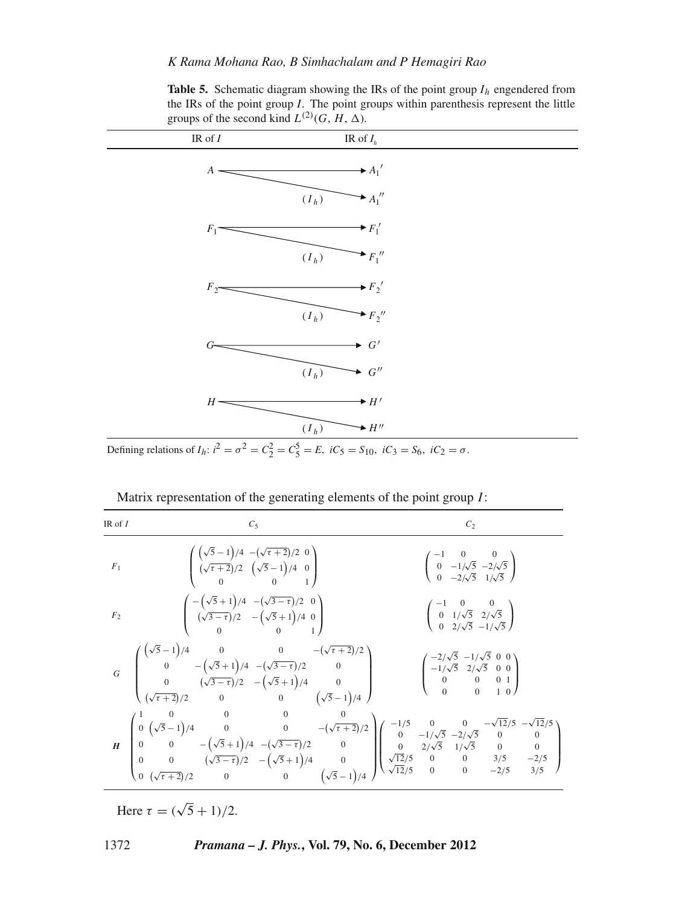**Table 5.** Schematic diagram showing the IRs of the point group $I_h$ engendered from the IRs of the point group $I$. The point groups within parenthesis represent the little groups of the second kind $L^{(2)}(G, H, \Delta)$.

| IR of $I$ | | IR of $I_h$ |
|---|---|---|
| $A$ | → | $A_1'$ |
| | $(I_h)$ → | $A_1''$ |
| $F_1$ | → | $F_1'$ |
| | $(I_h)$ → | $F_1''$ |
| $F_2$ | → | $F_2'$ |
| | $(I_h)$ → | $F_2''$ |
| $G$ | → | $G'$ |
| | $(I_h)$ → | $G''$ |
| $H$ | → | $H'$ |
| | $(I_h)$ → | $H''$ |

Defining relations of $I_h$: $i^2 = \sigma^2 = C_2^2 = C_5^5 = E,\ iC_5 = S_{10},\ iC_3 = S_6,\ iC_2 = \sigma$.

Matrix representation of the generating elements of the point group $I$:

| IR of $I$ | $C_5$ | $C_2$ |
|---|---|---|
| $F_1$ | $\begin{pmatrix} (\sqrt{5}-1)/4 & -(\sqrt{\tau+2})/2 & 0 \\ (\sqrt{\tau+2})/2 & (\sqrt{5}-1)/4 & 0 \\ 0 & 0 & 1 \end{pmatrix}$ | $\begin{pmatrix} -1 & 0 & 0 \\ 0 & -1/\sqrt{5} & -2/\sqrt{5} \\ 0 & -2/\sqrt{5} & 1/\sqrt{5} \end{pmatrix}$ |
| $F_2$ | $\begin{pmatrix} -(\sqrt{5}+1)/4 & -(\sqrt{3-\tau})/2 & 0 \\ (\sqrt{3-\tau})/2 & -(\sqrt{5}+1)/4 & 0 \\ 0 & 0 & 1 \end{pmatrix}$ | $\begin{pmatrix} -1 & 0 & 0 \\ 0 & 1/\sqrt{5} & 2/\sqrt{5} \\ 0 & 2/\sqrt{5} & -1/\sqrt{5} \end{pmatrix}$ |
| $G$ | $\begin{pmatrix} (\sqrt{5}-1)/4 & 0 & 0 & -(\sqrt{\tau+2})/2 \\ 0 & -(\sqrt{5}+1)/4 & -(\sqrt{3-\tau})/2 & 0 \\ 0 & (\sqrt{3-\tau})/2 & -(\sqrt{5}+1)/4 & 0 \\ (\sqrt{\tau+2})/2 & 0 & 0 & (\sqrt{5}-1)/4 \end{pmatrix}$ | $\begin{pmatrix} -2/\sqrt{5} & -1/\sqrt{5} & 0 & 0 \\ -1/\sqrt{5} & 2/\sqrt{5} & 0 & 0 \\ 0 & 0 & 0 & 1 \\ 0 & 0 & 1 & 0 \end{pmatrix}$ |
| $H$ | $\begin{pmatrix} 1 & 0 & 0 & 0 & 0 \\ 0 & (\sqrt{5}-1)/4 & 0 & 0 & -(\sqrt{\tau+2})/2 \\ 0 & 0 & -(\sqrt{5}+1)/4 & -(\sqrt{3-\tau})/2 & 0 \\ 0 & 0 & (\sqrt{3-\tau})/2 & -(\sqrt{5}+1)/4 & 0 \\ 0 & (\sqrt{\tau+2})/2 & 0 & 0 & (\sqrt{5}-1)/4 \end{pmatrix}$ | $\begin{pmatrix} -1/5 & 0 & 0 & -\sqrt{12}/5 & -\sqrt{12}/5 \\ 0 & -1/\sqrt{5} & -2/\sqrt{5} & 0 & 0 \\ 0 & 2/\sqrt{5} & 1/\sqrt{5} & 0 & 0 \\ \sqrt{12}/5 & 0 & 0 & 3/5 & -2/5 \\ \sqrt{12}/5 & 0 & 0 & -2/5 & 3/5 \end{pmatrix}$ |

Here $\tau = (\sqrt{5}+1)/2$.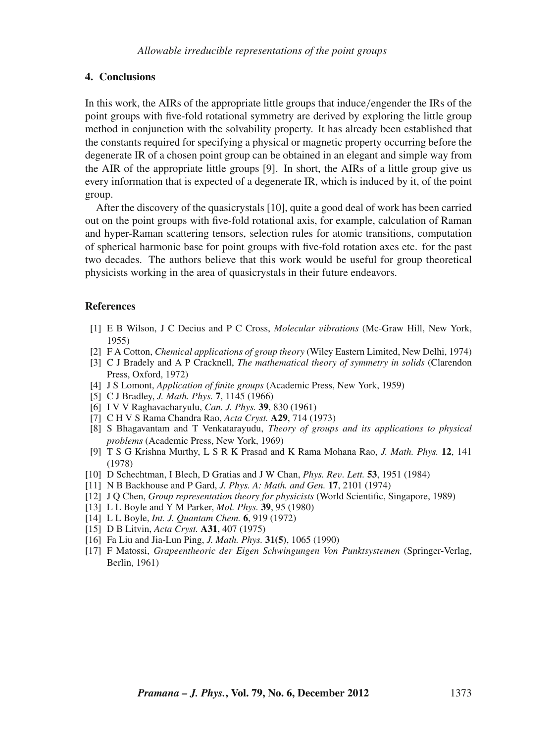## 4. Conclusions

In this work, the AIRs of the appropriate little groups that induce/engender the IRs of the point groups with five-fold rotational symmetry are derived by exploring the little group method in conjunction with the solvability property. It has already been established that the constants required for specifying a physical or magnetic property occurring before the degenerate IR of a chosen point group can be obtained in an elegant and simple way from the AIR of the appropriate little groups [9]. In short, the AIRs of a little group give us every information that is expected of a degenerate IR, which is induced by it, of the point group.

After the discovery of the quasicrystals [10], quite a good deal of work has been carried out on the point groups with five-fold rotational axis, for example, calculation of Raman and hyper-Raman scattering tensors, selection rules for atomic transitions, computation of spherical harmonic base for point groups with five-fold rotation axes etc. for the past two decades. The authors believe that this work would be useful for group theoretical physicists working in the area of quasicrystals in their future endeavors.

## References

[1] E B Wilson, J C Decius and P C Cross, *Molecular vibrations* (Mc-Graw Hill, New York, 1955)

[2] F A Cotton, *Chemical applications of group theory* (Wiley Eastern Limited, New Delhi, 1974)

[3] C J Bradely and A P Cracknell, *The mathematical theory of symmetry in solids* (Clarendon Press, Oxford, 1972)

[4] J S Lomont, *Application of finite groups* (Academic Press, New York, 1959)

[5] C J Bradley, *J. Math. Phys.* **7**, 1145 (1966)

[6] I V V Raghavacharyulu, *Can. J. Phys.* **39**, 830 (1961)

[7] C H V S Rama Chandra Rao, *Acta Cryst.* **A29**, 714 (1973)

[8] S Bhagavantam and T Venkatarayudu, *Theory of groups and its applications to physical problems* (Academic Press, New York, 1969)

[9] T S G Krishna Murthy, L S R K Prasad and K Rama Mohana Rao, *J. Math. Phys.* **12**, 141 (1978)

[10] D Schechtman, I Blech, D Gratias and J W Chan, *Phys. Rev. Lett.* **53**, 1951 (1984)

[11] N B Backhouse and P Gard, *J. Phys. A: Math. and Gen.* **17**, 2101 (1974)

[12] J Q Chen, *Group representation theory for physicists* (World Scientific, Singapore, 1989)

[13] L L Boyle and Y M Parker, *Mol. Phys.* **39**, 95 (1980)

[14] L L Boyle, *Int. J. Quantam Chem.* **6**, 919 (1972)

[15] D B Litvin, *Acta Cryst.* **A31**, 407 (1975)

[16] Fa Liu and Jia-Lun Ping, *J. Math. Phys.* **31(5)**, 1065 (1990)

[17] F Matossi, *Grapeentheoric der Eigen Schwingungen Von Punktsystemen* (Springer-Verlag, Berlin, 1961)